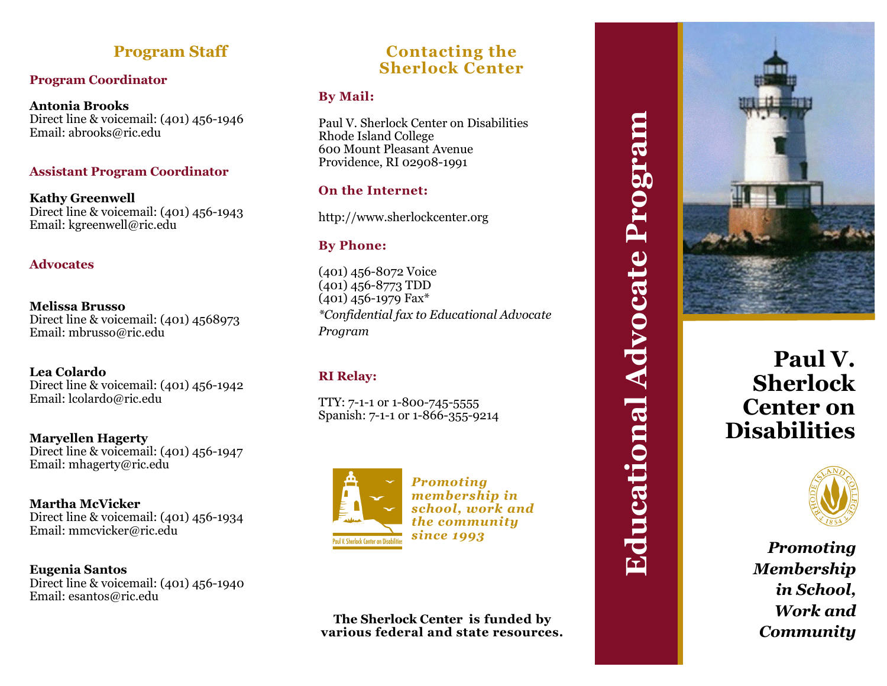## Program Staff

### Program Coordinator

**Antonia Brooks**
Direct line & voicemail: (401) 456-1946
Email: abrooks@ric.edu

### Assistant Program Coordinator

**Kathy Greenwell**
Direct line & voicemail: (401) 456-1943
Email: kgreenwell@ric.edu

### Advocates

**Melissa Brusso**
Direct line & voicemail: (401) 4568973
Email: mbrusso@ric.edu

**Lea Colardo**
Direct line & voicemail: (401) 456-1942
Email: lcolardo@ric.edu

**Maryellen Hagerty**
Direct line & voicemail: (401) 456-1947
Email: mhagerty@ric.edu

**Martha McVicker**
Direct line & voicemail: (401) 456-1934
Email: mmcvicker@ric.edu

**Eugenia Santos**
Direct line & voicemail: (401) 456-1940
Email: esantos@ric.edu

## Contacting the Sherlock Center

### By Mail:

Paul V. Sherlock Center on Disabilities
Rhode Island College
600 Mount Pleasant Avenue
Providence, RI 02908-1991

### On the Internet:

http://www.sherlockcenter.org

### By Phone:

(401) 456-8072 Voice
(401) 456-8773 TDD
(401) 456-1979 Fax*
*\*Confidential fax to Educational Advocate Program*

### RI Relay:

TTY: 7-1-1 or 1-800-745-5555
Spanish: 7-1-1 or 1-866-355-9214

Paul V. Sherlock Center on Disabilities

*Promoting membership in school, work and the community since 1993*

**The Sherlock Center is funded by various federal and state resources.**

# Educational Advocate Program

# Paul V. Sherlock Center on Disabilities

Rhode Island College 1854

***Promoting Membership in School, Work and Community***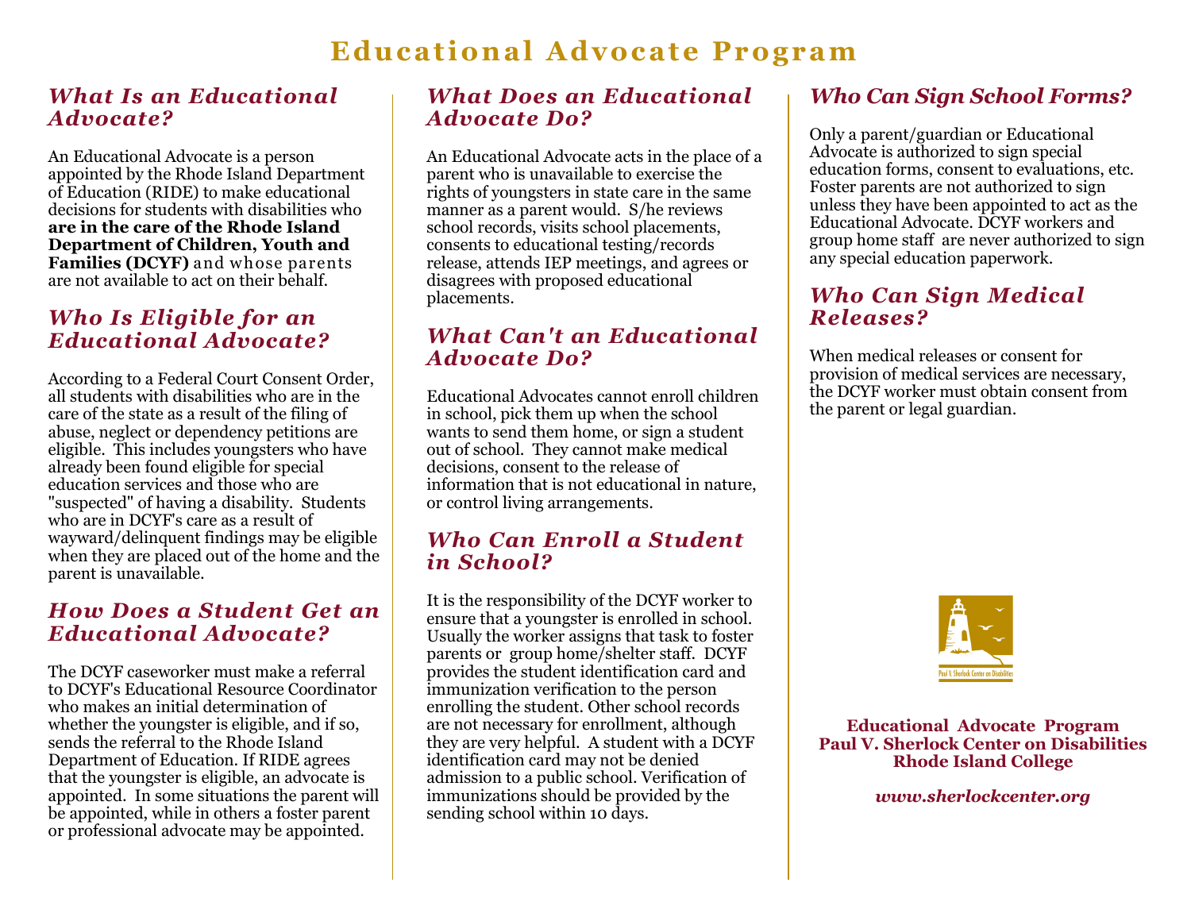# Educational Advocate Program

## What Is an Educational Advocate?

An Educational Advocate is a person appointed by the Rhode Island Department of Education (RIDE) to make educational decisions for students with disabilities who **are in the care of the Rhode Island Department of Children, Youth and Families (DCYF)** and whose parents are not available to act on their behalf.

## Who Is Eligible for an Educational Advocate?

According to a Federal Court Consent Order, all students with disabilities who are in the care of the state as a result of the filing of abuse, neglect or dependency petitions are eligible. This includes youngsters who have already been found eligible for special education services and those who are "suspected" of having a disability. Students who are in DCYF's care as a result of wayward/delinquent findings may be eligible when they are placed out of the home and the parent is unavailable.

## How Does a Student Get an Educational Advocate?

The DCYF caseworker must make a referral to DCYF's Educational Resource Coordinator who makes an initial determination of whether the youngster is eligible, and if so, sends the referral to the Rhode Island Department of Education. If RIDE agrees that the youngster is eligible, an advocate is appointed. In some situations the parent will be appointed, while in others a foster parent or professional advocate may be appointed.

## What Does an Educational Advocate Do?

An Educational Advocate acts in the place of a parent who is unavailable to exercise the rights of youngsters in state care in the same manner as a parent would. S/he reviews school records, visits school placements, consents to educational testing/records release, attends IEP meetings, and agrees or disagrees with proposed educational placements.

## What Can't an Educational Advocate Do?

Educational Advocates cannot enroll children in school, pick them up when the school wants to send them home, or sign a student out of school. They cannot make medical decisions, consent to the release of information that is not educational in nature, or control living arrangements.

## Who Can Enroll a Student in School?

It is the responsibility of the DCYF worker to ensure that a youngster is enrolled in school. Usually the worker assigns that task to foster parents or group home/shelter staff. DCYF provides the student identification card and immunization verification to the person enrolling the student. Other school records are not necessary for enrollment, although they are very helpful. A student with a DCYF identification card may not be denied admission to a public school. Verification of immunizations should be provided by the sending school within 10 days.

## Who Can Sign School Forms?

Only a parent/guardian or Educational Advocate is authorized to sign special education forms, consent to evaluations, etc. Foster parents are not authorized to sign unless they have been appointed to act as the Educational Advocate. DCYF workers and group home staff are never authorized to sign any special education paperwork.

## Who Can Sign Medical Releases?

When medical releases or consent for provision of medical services are necessary, the DCYF worker must obtain consent from the parent or legal guardian.

Paul V. Sherlock Center on Disabilities

**Educational Advocate Program**
**Paul V. Sherlock Center on Disabilities**
**Rhode Island College**

***www.sherlockcenter.org***